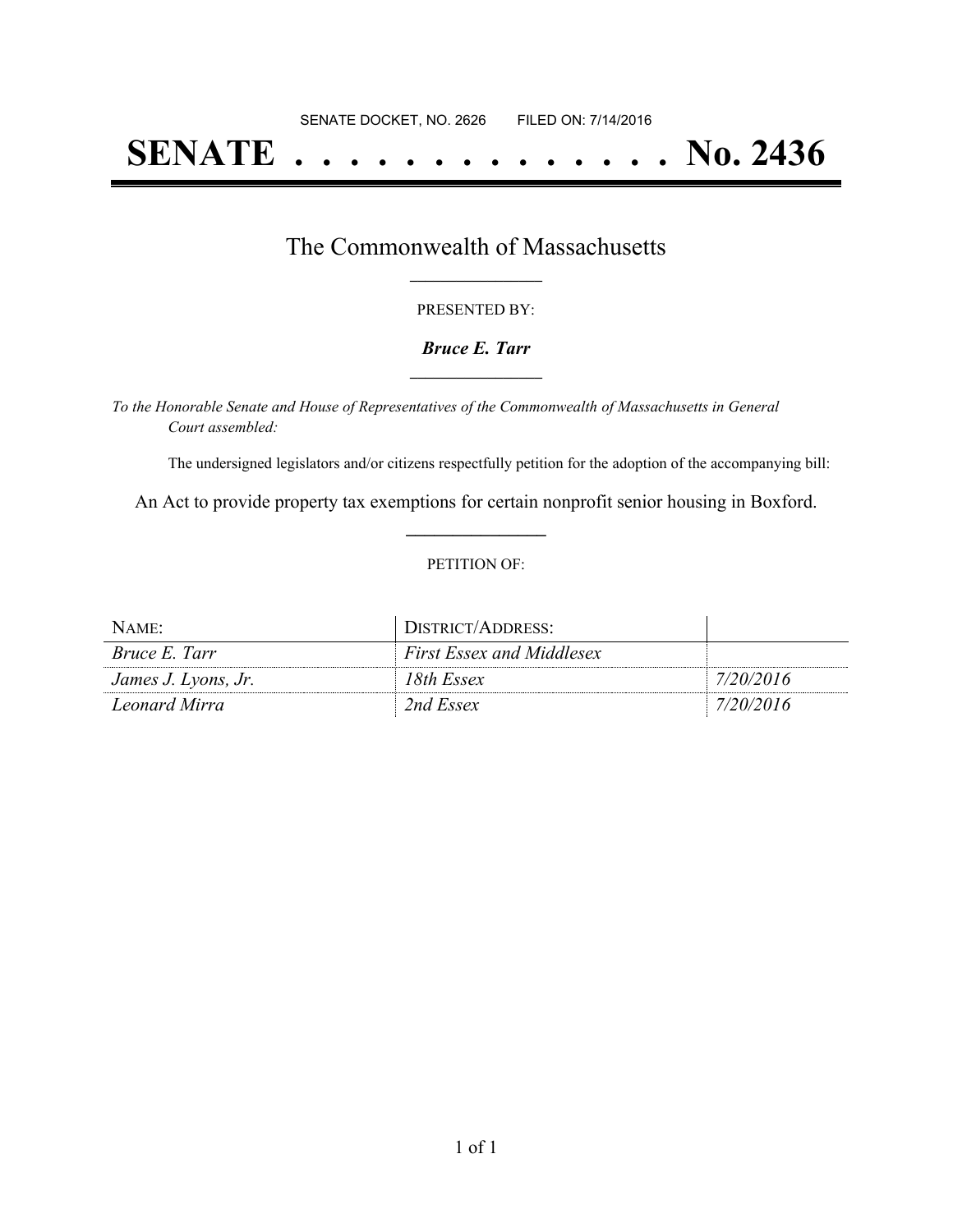SENATE DOCKET, NO. 2626        FILED ON: 7/14/2016

# SENATE . . . . . . . . . . . . . . No. 2436

## The Commonwealth of Massachusetts

PRESENTED BY:

***Bruce E. Tarr***

*To the Honorable Senate and House of Representatives of the Commonwealth of Massachusetts in General Court assembled:*

The undersigned legislators and/or citizens respectfully petition for the adoption of the accompanying bill:

An Act to provide property tax exemptions for certain nonprofit senior housing in Boxford.

PETITION OF:

| NAME: | DISTRICT/ADDRESS: | |
| --- | --- | --- |
| *Bruce E. Tarr* | *First Essex and Middlesex* | |
| *James J. Lyons, Jr.* | *18th Essex* | *7/20/2016* |
| *Leonard Mirra* | *2nd Essex* | *7/20/2016* |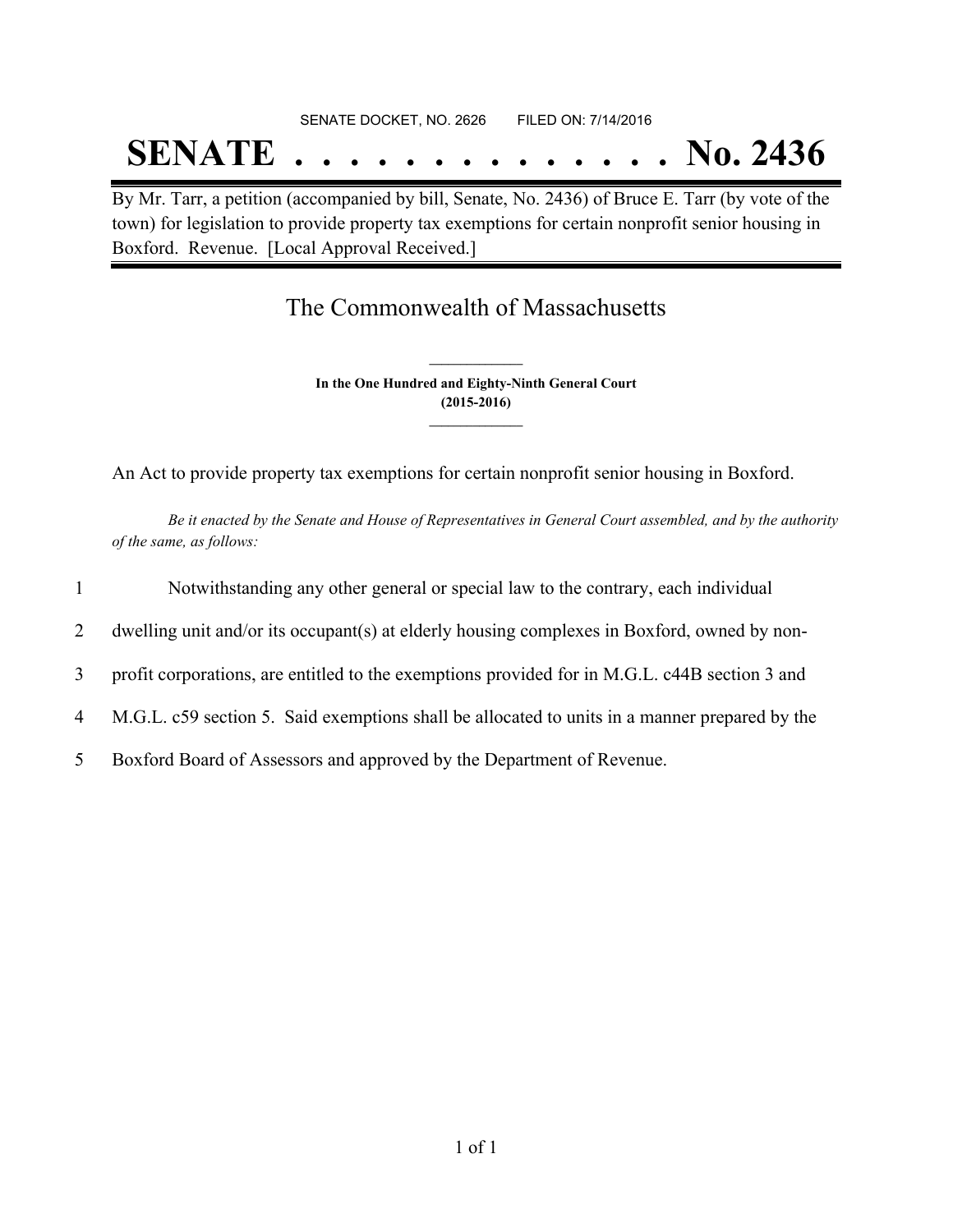SENATE DOCKET, NO. 2626        FILED ON: 7/14/2016

# SENATE . . . . . . . . . . . . . . No. 2436

By Mr. Tarr, a petition (accompanied by bill, Senate, No. 2436) of Bruce E. Tarr (by vote of the town) for legislation to provide property tax exemptions for certain nonprofit senior housing in Boxford. Revenue. [Local Approval Received.]

## The Commonwealth of Massachusetts

**In the One Hundred and Eighty-Ninth General Court**
**(2015-2016)**

An Act to provide property tax exemptions for certain nonprofit senior housing in Boxford.

*Be it enacted by the Senate and House of Representatives in General Court assembled, and by the authority of the same, as follows:*

1 Notwithstanding any other general or special law to the contrary, each individual
2 dwelling unit and/or its occupant(s) at elderly housing complexes in Boxford, owned by non-
3 profit corporations, are entitled to the exemptions provided for in M.G.L. c44B section 3 and
4 M.G.L. c59 section 5. Said exemptions shall be allocated to units in a manner prepared by the
5 Boxford Board of Assessors and approved by the Department of Revenue.